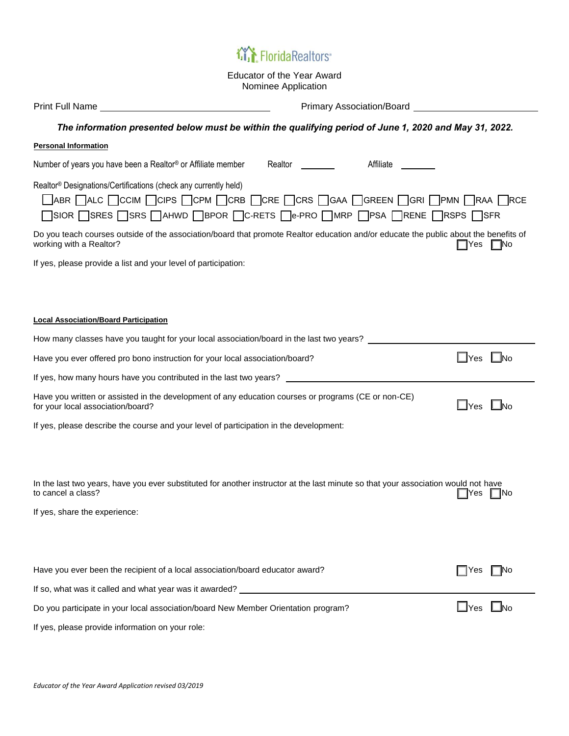FloridaRealtors®

Educator of the Year Award
Nominee Application

Print Full Name ______________________________ Primary Association/Board ______________________________

***The information presented below must be within the qualifying period of June 1, 2020 and May 31, 2022.***

**Personal Information**

Number of years you have been a Realtor® or Affiliate member Realtor ________ Affiliate ________

Realtor® Designations/Certifications (check any currently held)

☐ ABR ☐ ALC ☐ CCIM ☐ CIPS ☐ CPM ☐ CRB ☐ CRE ☐ CRS ☐ GAA ☐ GREEN ☐ GRI ☐ PMN ☐ RAA ☐ RCE
☐ SIOR ☐ SRES ☐ SRS ☐ AHWD ☐ BPOR ☐ C-RETS ☐ e-PRO ☐ MRP ☐ PSA ☐ RENE ☐ RSPS ☐ SFR

Do you teach courses outside of the association/board that promote Realtor education and/or educate the public about the benefits of working with a Realtor? ☐ Yes ☐ No

If yes, please provide a list and your level of participation:

**Local Association/Board Participation**

How many classes have you taught for your local association/board in the last two years? ______________________________

Have you ever offered pro bono instruction for your local association/board? ☐ Yes ☐ No

If yes, how many hours have you contributed in the last two years? ______________________________

Have you written or assisted in the development of any education courses or programs (CE or non-CE) for your local association/board? ☐ Yes ☐ No

If yes, please describe the course and your level of participation in the development:

In the last two years, have you ever substituted for another instructor at the last minute so that your association would not have to cancel a class? ☐ Yes ☐ No

If yes, share the experience:

Have you ever been the recipient of a local association/board educator award? ☐ Yes ☐ No

If so, what was it called and what year was it awarded? ______________________________

Do you participate in your local association/board New Member Orientation program? ☐ Yes ☐ No

If yes, please provide information on your role:

*Educator of the Year Award Application revised 03/2019*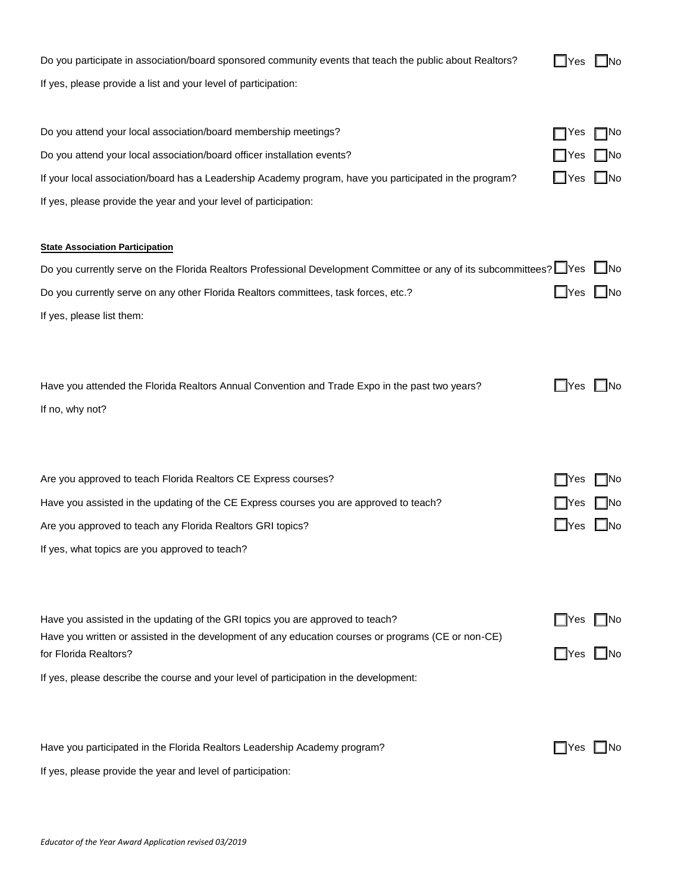Do you participate in association/board sponsored community events that teach the public about Realtors? ☐ Yes ☐ No

If yes, please provide a list and your level of participation:

Do you attend your local association/board membership meetings? ☐ Yes ☐ No

Do you attend your local association/board officer installation events? ☐ Yes ☐ No

If your local association/board has a Leadership Academy program, have you participated in the program? ☐ Yes ☐ No

If yes, please provide the year and your level of participation:

**State Association Participation**

Do you currently serve on the Florida Realtors Professional Development Committee or any of its subcommittees? ☐ Yes ☐ No

Do you currently serve on any other Florida Realtors committees, task forces, etc.? ☐ Yes ☐ No

If yes, please list them:

Have you attended the Florida Realtors Annual Convention and Trade Expo in the past two years? ☐ Yes ☐ No

If no, why not?

Are you approved to teach Florida Realtors CE Express courses? ☐ Yes ☐ No

Have you assisted in the updating of the CE Express courses you are approved to teach? ☐ Yes ☐ No

Are you approved to teach any Florida Realtors GRI topics? ☐ Yes ☐ No

If yes, what topics are you approved to teach?

Have you assisted in the updating of the GRI topics you are approved to teach? ☐ Yes ☐ No

Have you written or assisted in the development of any education courses or programs (CE or non-CE) for Florida Realtors? ☐ Yes ☐ No

If yes, please describe the course and your level of participation in the development:

Have you participated in the Florida Realtors Leadership Academy program? ☐ Yes ☐ No

If yes, please provide the year and level of participation:

*Educator of the Year Award Application revised 03/2019*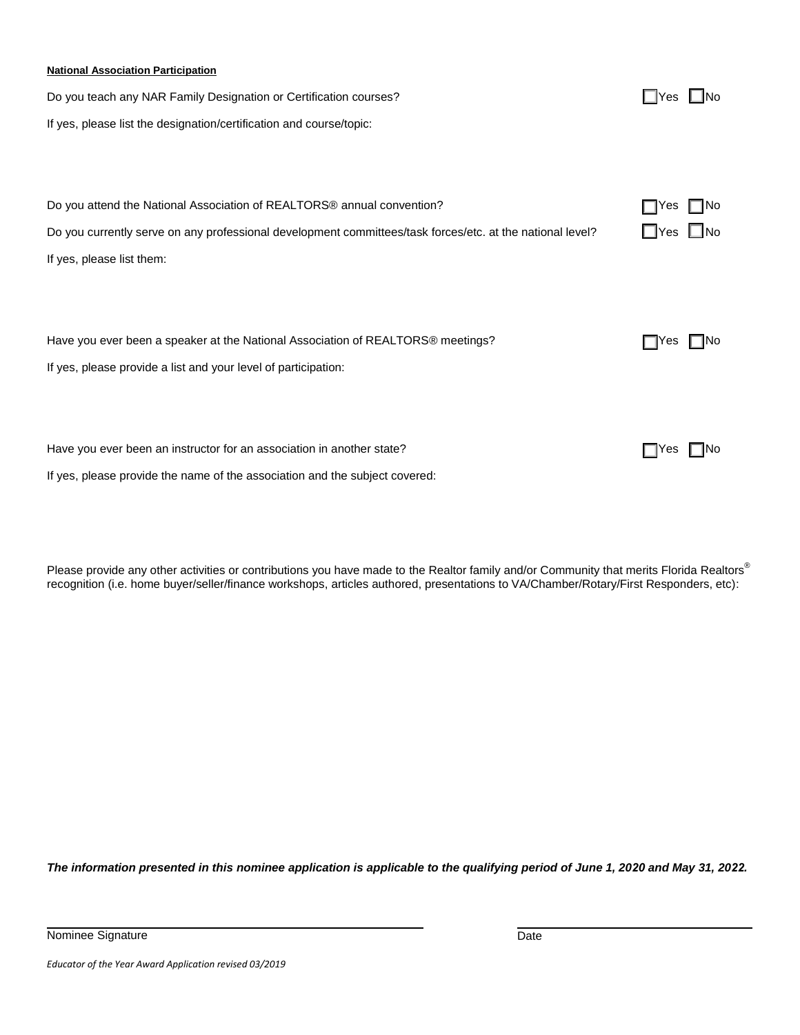**National Association Participation**

Do you teach any NAR Family Designation or Certification courses? ☐Yes ☐No

If yes, please list the designation/certification and course/topic:

Do you attend the National Association of REALTORS® annual convention? ☐Yes ☐No

Do you currently serve on any professional development committees/task forces/etc. at the national level? ☐Yes ☐No

If yes, please list them:

Have you ever been a speaker at the National Association of REALTORS® meetings? ☐Yes ☐No

If yes, please provide a list and your level of participation:

Have you ever been an instructor for an association in another state? ☐Yes ☐No

If yes, please provide the name of the association and the subject covered:

Please provide any other activities or contributions you have made to the Realtor family and/or Community that merits Florida Realtors® recognition (i.e. home buyer/seller/finance workshops, articles authored, presentations to VA/Chamber/Rotary/First Responders, etc):

***The information presented in this nominee application is applicable to the qualifying period of June 1, 2020 and May 31, 2022.***

Nominee Signature ______________________ Date ______________________

*Educator of the Year Award Application revised 03/2019*